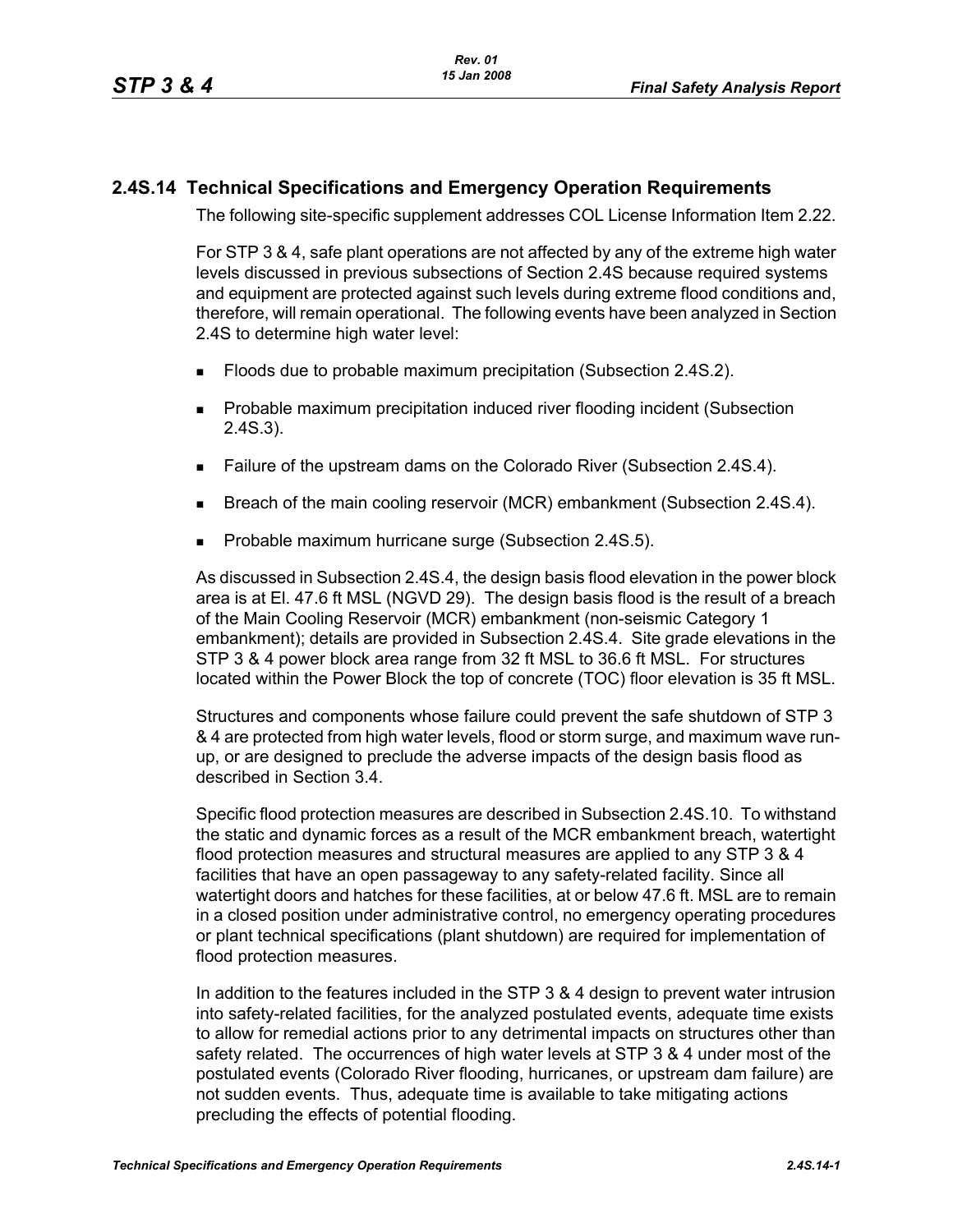## 2.4S.14 Technical Specifications and Emergency Operation Requirements

The following site-specific supplement addresses COL License Information Item 2.22.

For STP 3 & 4, safe plant operations are not affected by any of the extreme high water levels discussed in previous subsections of Section 2.4S because required systems and equipment are protected against such levels during extreme flood conditions and, therefore, will remain operational. The following events have been analyzed in Section 2.4S to determine high water level:

- Floods due to probable maximum precipitation (Subsection 2.4S.2).
- Probable maximum precipitation induced river flooding incident (Subsection 2.4S.3).
- Failure of the upstream dams on the Colorado River (Subsection 2.4S.4).
- Breach of the main cooling reservoir (MCR) embankment (Subsection 2.4S.4).
- Probable maximum hurricane surge (Subsection 2.4S.5).

As discussed in Subsection 2.4S.4, the design basis flood elevation in the power block area is at El. 47.6 ft MSL (NGVD 29). The design basis flood is the result of a breach of the Main Cooling Reservoir (MCR) embankment (non-seismic Category 1 embankment); details are provided in Subsection 2.4S.4. Site grade elevations in the STP 3 & 4 power block area range from 32 ft MSL to 36.6 ft MSL. For structures located within the Power Block the top of concrete (TOC) floor elevation is 35 ft MSL.

Structures and components whose failure could prevent the safe shutdown of STP 3 & 4 are protected from high water levels, flood or storm surge, and maximum wave run-up, or are designed to preclude the adverse impacts of the design basis flood as described in Section 3.4.

Specific flood protection measures are described in Subsection 2.4S.10. To withstand the static and dynamic forces as a result of the MCR embankment breach, watertight flood protection measures and structural measures are applied to any STP 3 & 4 facilities that have an open passageway to any safety-related facility. Since all watertight doors and hatches for these facilities, at or below 47.6 ft. MSL are to remain in a closed position under administrative control, no emergency operating procedures or plant technical specifications (plant shutdown) are required for implementation of flood protection measures.

In addition to the features included in the STP 3 & 4 design to prevent water intrusion into safety-related facilities, for the analyzed postulated events, adequate time exists to allow for remedial actions prior to any detrimental impacts on structures other than safety related. The occurrences of high water levels at STP 3 & 4 under most of the postulated events (Colorado River flooding, hurricanes, or upstream dam failure) are not sudden events. Thus, adequate time is available to take mitigating actions precluding the effects of potential flooding.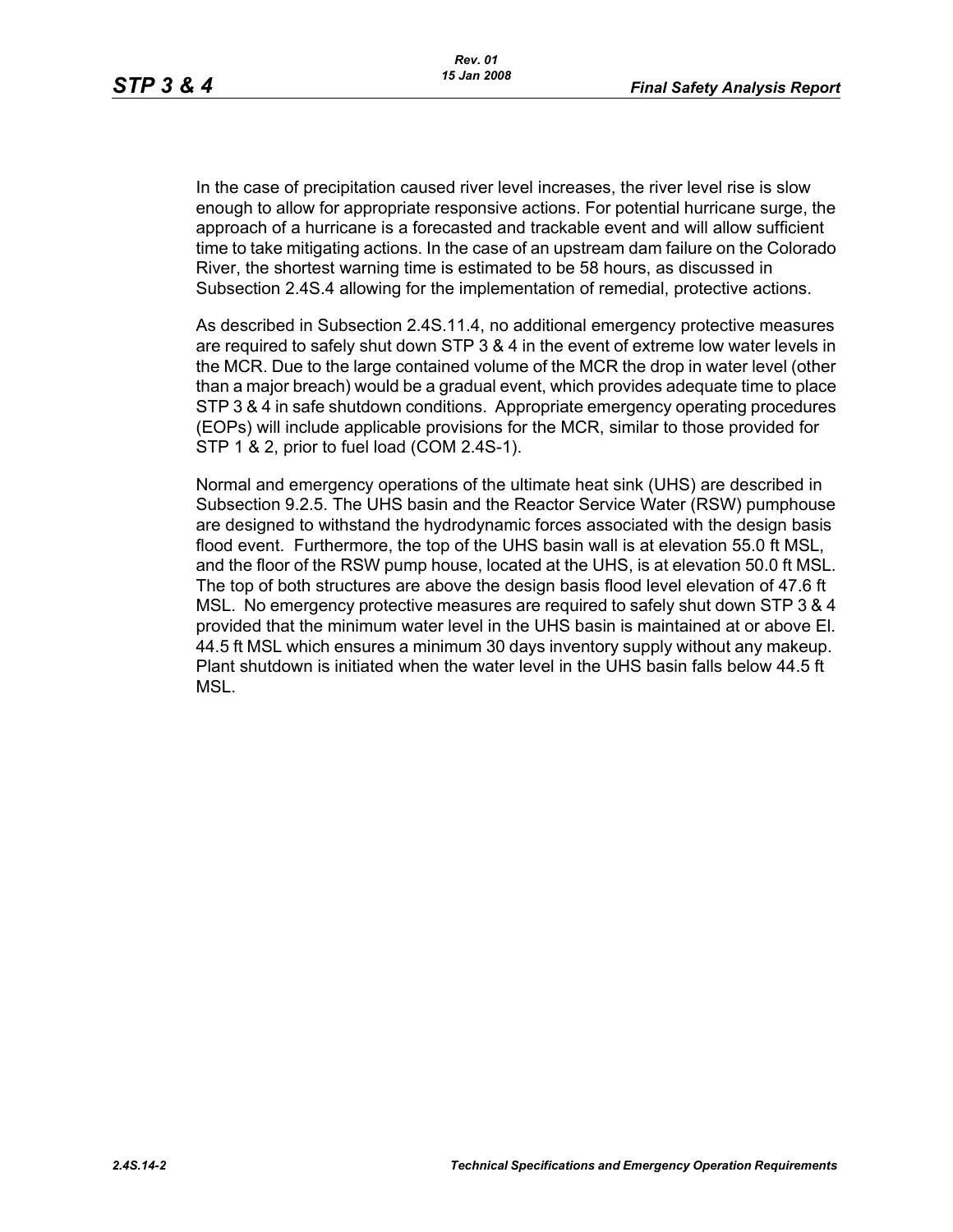In the case of precipitation caused river level increases, the river level rise is slow enough to allow for appropriate responsive actions. For potential hurricane surge, the approach of a hurricane is a forecasted and trackable event and will allow sufficient time to take mitigating actions. In the case of an upstream dam failure on the Colorado River, the shortest warning time is estimated to be 58 hours, as discussed in Subsection 2.4S.4 allowing for the implementation of remedial, protective actions.

As described in Subsection 2.4S.11.4, no additional emergency protective measures are required to safely shut down STP 3 & 4 in the event of extreme low water levels in the MCR. Due to the large contained volume of the MCR the drop in water level (other than a major breach) would be a gradual event, which provides adequate time to place STP 3 & 4 in safe shutdown conditions. Appropriate emergency operating procedures (EOPs) will include applicable provisions for the MCR, similar to those provided for STP 1 & 2, prior to fuel load (COM 2.4S-1).

Normal and emergency operations of the ultimate heat sink (UHS) are described in Subsection 9.2.5. The UHS basin and the Reactor Service Water (RSW) pumphouse are designed to withstand the hydrodynamic forces associated with the design basis flood event. Furthermore, the top of the UHS basin wall is at elevation 55.0 ft MSL, and the floor of the RSW pump house, located at the UHS, is at elevation 50.0 ft MSL. The top of both structures are above the design basis flood level elevation of 47.6 ft MSL. No emergency protective measures are required to safely shut down STP 3 & 4 provided that the minimum water level in the UHS basin is maintained at or above El. 44.5 ft MSL which ensures a minimum 30 days inventory supply without any makeup. Plant shutdown is initiated when the water level in the UHS basin falls below 44.5 ft MSL.